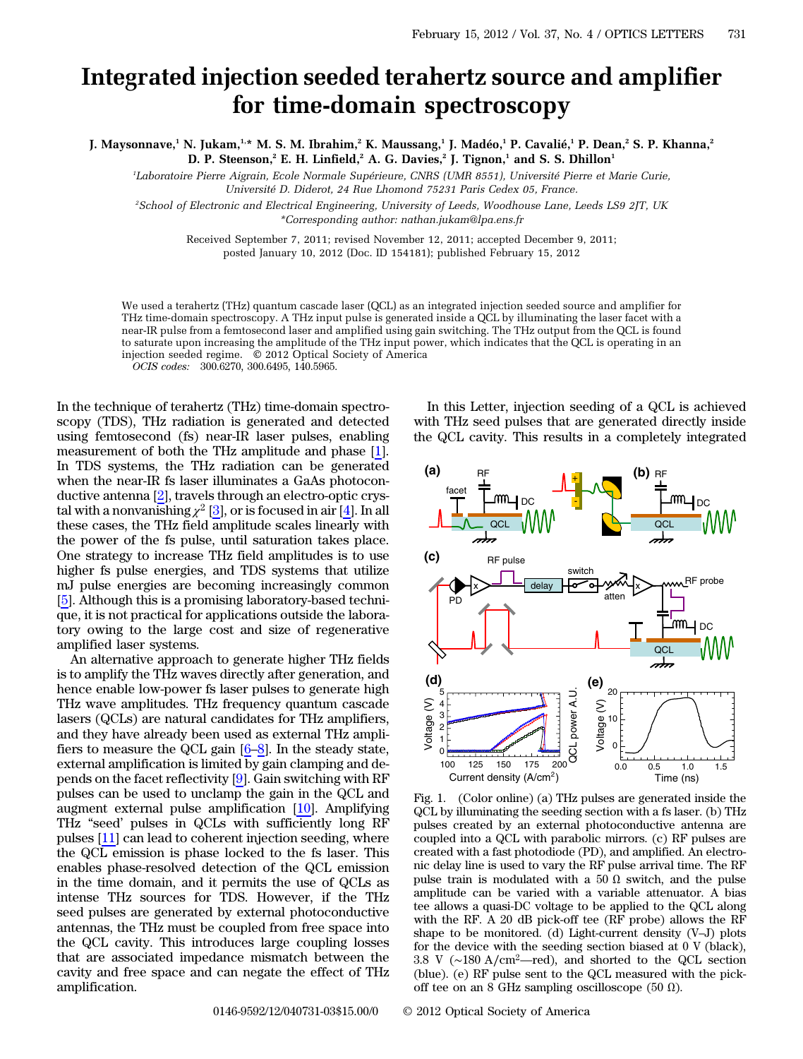# Integrated injection seeded terahertz source and amplifier for time-domain spectroscopy

**J. Maysonnave,[1] N. Jukam,[1,*] M. S. M. Ibrahim,[2] K. Maussang,[1] J. Madéo,[1] P. Cavalié,[1] P. Dean,[2] S. P. Khanna,[2] D. P. Steenson,[2] E. H. Linfield,[2] A. G. Davies,[2] J. Tignon,[1] and S. S. Dhillon[1]**

[1]*Laboratoire Pierre Aigrain, Ecole Normale Supérieure, CNRS (UMR 8551), Université Pierre et Marie Curie, Université D. Diderot, 24 Rue Lhomond 75231 Paris Cedex 05, France.*

[2]*School of Electronic and Electrical Engineering, University of Leeds, Woodhouse Lane, Leeds LS9 2JT, UK*

*\*Corresponding author: nathan.jukam@lpa.ens.fr*

Received September 7, 2011; revised November 12, 2011; accepted December 9, 2011; posted January 10, 2012 (Doc. ID 154181); published February 15, 2012

We used a terahertz (THz) quantum cascade laser (QCL) as an integrated injection seeded source and amplifier for THz time-domain spectroscopy. A THz input pulse is generated inside a QCL by illuminating the laser facet with a near-IR pulse from a femtosecond laser and amplified using gain switching. The THz output from the QCL is found to saturate upon increasing the amplitude of the THz input power, which indicates that the QCL is operating in an injection seeded regime. © 2012 Optical Society of America

*OCIS codes:* 300.6270, 300.6495, 140.5965.

In the technique of terahertz (THz) time-domain spectroscopy (TDS), THz radiation is generated and detected using femtosecond (fs) near-IR laser pulses, enabling measurement of both the THz amplitude and phase [1]. In TDS systems, the THz radiation can be generated when the near-IR fs laser illuminates a GaAs photoconductive antenna [2], travels through an electro-optic crystal with a nonvanishing $\chi^2$ [3], or is focused in air [4]. In all these cases, the THz field amplitude scales linearly with the power of the fs pulse, until saturation takes place. One strategy to increase THz field amplitudes is to use higher fs pulse energies, and TDS systems that utilize mJ pulse energies are becoming increasingly common [5]. Although this is a promising laboratory-based technique, it is not practical for applications outside the laboratory owing to the large cost and size of regenerative amplified laser systems.

An alternative approach to generate higher THz fields is to amplify the THz waves directly after generation, and hence enable low-power fs laser pulses to generate high THz wave amplitudes. THz frequency quantum cascade lasers (QCLs) are natural candidates for THz amplifiers, and they have already been used as external THz amplifiers to measure the QCL gain [6–8]. In the steady state, external amplification is limited by gain clamping and depends on the facet reflectivity [9]. Gain switching with RF pulses can be used to unclamp the gain in the QCL and augment external pulse amplification [10]. Amplifying THz "seed' pulses in QCLs with sufficiently long RF pulses [11] can lead to coherent injection seeding, where the QCL emission is phase locked to the fs laser. This enables phase-resolved detection of the QCL emission in the time domain, and it permits the use of QCLs as intense THz sources for TDS. However, if the THz seed pulses are generated by external photoconductive antennas, the THz must be coupled from free space into the QCL cavity. This introduces large coupling losses that are associated impedance mismatch between the cavity and free space and can negate the effect of THz amplification.

In this Letter, injection seeding of a QCL is achieved with THz seed pulses that are generated directly inside the QCL cavity. This results in a completely integrated

Fig. 1. (Color online) (a) THz pulses are generated inside the QCL by illuminating the seeding section with a fs laser. (b) THz pulses created by an external photoconductive antenna are coupled into a QCL with parabolic mirrors. (c) RF pulses are created with a fast photodiode (PD), and amplified. An electronic delay line is used to vary the RF pulse arrival time. The RF pulse train is modulated with a 50 Ω switch, and the pulse amplitude can be varied with a variable attenuator. A bias tee allows a quasi-DC voltage to be applied to the QCL along with the RF. A 20 dB pick-off tee (RF probe) allows the RF shape to be monitored. (d) Light-current density (V–J) plots for the device with the seeding section biased at 0 V (black), 3.8 V (~180 A/cm²—red), and shorted to the QCL section (blue). (e) RF pulse sent to the QCL measured with the pick-off tee on an 8 GHz sampling oscilloscope (50 Ω).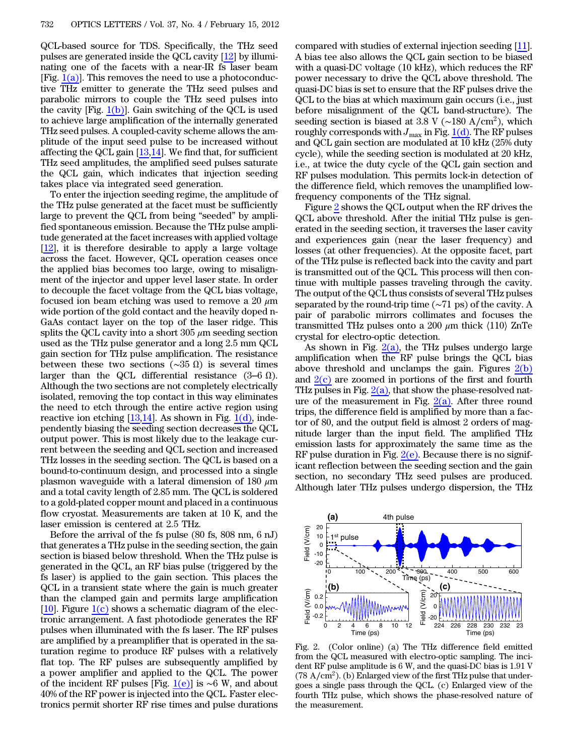QCL-based source for TDS. Specifically, the THz seed pulses are generated inside the QCL cavity [12] by illuminating one of the facets with a near-IR fs laser beam [Fig. 1(a)]. This removes the need to use a photoconductive THz emitter to generate the THz seed pulses and parabolic mirrors to couple the THz seed pulses into the cavity [Fig. 1(b)]. Gain switching of the QCL is used to achieve large amplification of the internally generated THz seed pulses. A coupled-cavity scheme allows the amplitude of the input seed pulse to be increased without affecting the QCL gain [13,14]. We find that, for sufficient THz seed amplitudes, the amplified seed pulses saturate the QCL gain, which indicates that injection seeding takes place via integrated seed generation.

To enter the injection seeding regime, the amplitude of the THz pulse generated at the facet must be sufficiently large to prevent the QCL from being "seeded" by amplified spontaneous emission. Because the THz pulse amplitude generated at the facet increases with applied voltage [12], it is therefore desirable to apply a large voltage across the facet. However, QCL operation ceases once the applied bias becomes too large, owing to misalignment of the injector and upper level laser state. In order to decouple the facet voltage from the QCL bias voltage, focused ion beam etching was used to remove a 20 $\mu$m wide portion of the gold contact and the heavily doped n-GaAs contact layer on the top of the laser ridge. This splits the QCL cavity into a short 305 $\mu$m seeding section used as the THz pulse generator and a long 2.5 mm QCL gain section for THz pulse amplification. The resistance between these two sections (~35 $\Omega$) is several times larger than the QCL differential resistance (3–6 $\Omega$). Although the two sections are not completely electrically isolated, removing the top contact in this way eliminates the need to etch through the entire active region using reactive ion etching [13,14]. As shown in Fig. 1(d), independently biasing the seeding section decreases the QCL output power. This is most likely due to the leakage current between the seeding and QCL section and increased THz losses in the seeding section. The QCL is based on a bound-to-continuum design, and processed into a single plasmon waveguide with a lateral dimension of 180 $\mu$m and a total cavity length of 2.85 mm. The QCL is soldered to a gold-plated copper mount and placed in a continuous flow cryostat. Measurements are taken at 10 K, and the laser emission is centered at 2.5 THz.

Before the arrival of the fs pulse (80 fs, 808 nm, 6 nJ) that generates a THz pulse in the seeding section, the gain section is biased below threshold. When the THz pulse is generated in the QCL, an RF bias pulse (triggered by the fs laser) is applied to the gain section. This places the QCL in a transient state where the gain is much greater than the clamped gain and permits large amplification [10]. Figure 1(c) shows a schematic diagram of the electronic arrangement. A fast photodiode generates the RF pulses when illuminated with the fs laser. The RF pulses are amplified by a preamplifier that is operated in the saturation regime to produce RF pulses with a relatively flat top. The RF pulses are subsequently amplified by a power amplifier and applied to the QCL. The power of the incident RF pulses [Fig. 1(e)] is ~6 W, and about 40% of the RF power is injected into the QCL. Faster electronics permit shorter RF rise times and pulse durations compared with studies of external injection seeding [11]. A bias tee also allows the QCL gain section to be biased with a quasi-DC voltage (10 kHz), which reduces the RF power necessary to drive the QCL above threshold. The quasi-DC bias is set to ensure that the RF pulses drive the QCL to the bias at which maximum gain occurs (i.e., just before misalignment of the QCL band-structure). The seeding section is biased at 3.8 V (~180 A/cm$^2$), which roughly corresponds with $J_{\max}$ in Fig. 1(d). The RF pulses and QCL gain section are modulated at 10 kHz (25% duty cycle), while the seeding section is modulated at 20 kHz, i.e., at twice the duty cycle of the QCL gain section and RF pulses modulation. This permits lock-in detection of the difference field, which removes the unamplified low-frequency components of the THz signal.

Figure 2 shows the QCL output when the RF drives the QCL above threshold. After the initial THz pulse is generated in the seeding section, it traverses the laser cavity and experiences gain (near the laser frequency) and losses (at other frequencies). At the opposite facet, part of the THz pulse is reflected back into the cavity and part is transmitted out of the QCL. This process will then continue with multiple passes traveling through the cavity. The output of the QCL thus consists of several THz pulses separated by the round-trip time (~71 ps) of the cavity. A pair of parabolic mirrors collimates and focuses the transmitted THz pulses onto a 200 $\mu$m thick ⟨110⟩ ZnTe crystal for electro-optic detection.

As shown in Fig. 2(a), the THz pulses undergo large amplification when the RF pulse brings the QCL bias above threshold and unclamps the gain. Figures 2(b) and 2(c) are zoomed in portions of the first and fourth THz pulses in Fig. 2(a), that show the phase-resolved nature of the measurement in Fig. 2(a). After three round trips, the difference field is amplified by more than a factor of 80, and the output field is almost 2 orders of magnitude larger than the input field. The amplified THz emission lasts for approximately the same time as the RF pulse duration in Fig. 2(e). Because there is no significant reflection between the seeding section and the gain section, no secondary THz seed pulses are produced. Although later THz pulses undergo dispersion, the THz

Fig. 2. (Color online) (a) The THz difference field emitted from the QCL measured with electro-optic sampling. The incident RF pulse amplitude is 6 W, and the quasi-DC bias is 1.91 V (78 A/cm$^2$). (b) Enlarged view of the first THz pulse that undergoes a single pass through the QCL. (c) Enlarged view of the fourth THz pulse, which shows the phase-resolved nature of the measurement.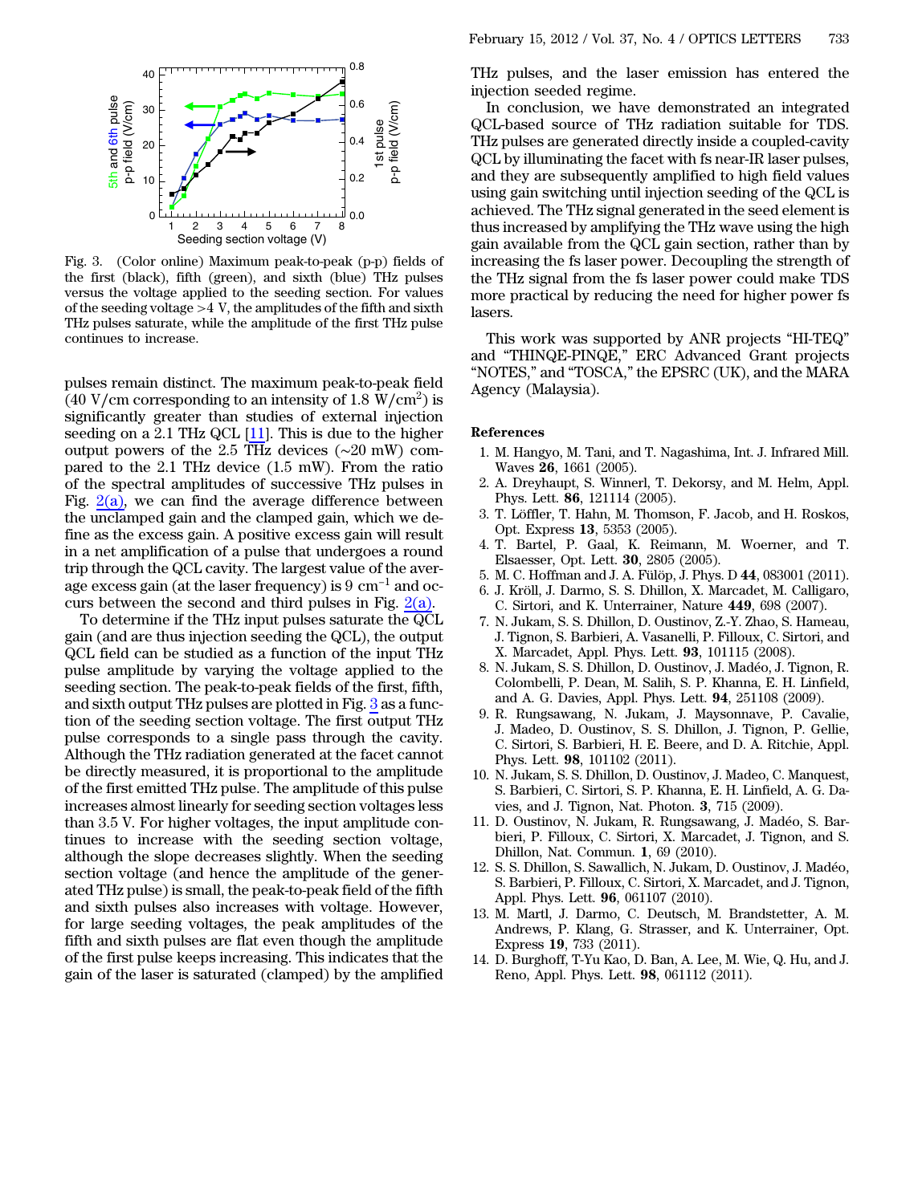40
30
20
10
0
1 2 3 4 5 6 7 8
Seeding section voltage (V)
5th and 6th pulse p-p field (V/cm)
0.8
0.6
0.4
0.2
0.0
1st pulse p-p field (V/cm)

Fig. 3. (Color online) Maximum peak-to-peak (p-p) fields of the first (black), fifth (green), and sixth (blue) THz pulses versus the voltage applied to the seeding section. For values of the seeding voltage >4 V, the amplitudes of the fifth and sixth THz pulses saturate, while the amplitude of the first THz pulse continues to increase.

pulses remain distinct. The maximum peak-to-peak field (40 V/cm corresponding to an intensity of 1.8 $W/cm^2$) is significantly greater than studies of external injection seeding on a 2.1 THz QCL [11]. This is due to the higher output powers of the 2.5 THz devices (~20 mW) compared to the 2.1 THz device (1.5 mW). From the ratio of the spectral amplitudes of successive THz pulses in Fig. 2(a), we can find the average difference between the unclamped gain and the clamped gain, which we define as the excess gain. A positive excess gain will result in a net amplification of a pulse that undergoes a round trip through the QCL cavity. The largest value of the average excess gain (at the laser frequency) is 9 $cm^{-1}$ and occurs between the second and third pulses in Fig. 2(a).

To determine if the THz input pulses saturate the QCL gain (and are thus injection seeding the QCL), the output QCL field can be studied as a function of the input THz pulse amplitude by varying the voltage applied to the seeding section. The peak-to-peak fields of the first, fifth, and sixth output THz pulses are plotted in Fig. 3 as a function of the seeding section voltage. The first output THz pulse corresponds to a single pass through the cavity. Although the THz radiation generated at the facet cannot be directly measured, it is proportional to the amplitude of the first emitted THz pulse. The amplitude of this pulse increases almost linearly for seeding section voltages less than 3.5 V. For higher voltages, the input amplitude continues to increase with the seeding section voltage, although the slope decreases slightly. When the seeding section voltage (and hence the amplitude of the generated THz pulse) is small, the peak-to-peak field of the fifth and sixth pulses also increases with voltage. However, for large seeding voltages, the peak amplitudes of the fifth and sixth pulses are flat even though the amplitude of the first pulse keeps increasing. This indicates that the gain of the laser is saturated (clamped) by the amplified THz pulses, and the laser emission has entered the injection seeded regime.

In conclusion, we have demonstrated an integrated QCL-based source of THz radiation suitable for TDS. THz pulses are generated directly inside a coupled-cavity QCL by illuminating the facet with fs near-IR laser pulses, and they are subsequently amplified to high field values using gain switching until injection seeding of the QCL is achieved. The THz signal generated in the seed element is thus increased by amplifying the THz wave using the high gain available from the QCL gain section, rather than by increasing the fs laser power. Decoupling the strength of the THz signal from the fs laser power could make TDS more practical by reducing the need for higher power fs lasers.

This work was supported by ANR projects "HI-TEQ" and "THINQE-PINQE," ERC Advanced Grant projects "NOTES," and "TOSCA," the EPSRC (UK), and the MARA Agency (Malaysia).

## References

1. M. Hangyo, M. Tani, and T. Nagashima, Int. J. Infrared Mill. Waves **26**, 1661 (2005).
2. A. Dreyhaupt, S. Winnerl, T. Dekorsy, and M. Helm, Appl. Phys. Lett. **86**, 121114 (2005).
3. T. Löffler, T. Hahn, M. Thomson, F. Jacob, and H. Roskos, Opt. Express **13**, 5353 (2005).
4. T. Bartel, P. Gaal, K. Reimann, M. Woerner, and T. Elsaesser, Opt. Lett. **30**, 2805 (2005).
5. M. C. Hoffman and J. A. Fülöp, J. Phys. D **44**, 083001 (2011).
6. J. Kröll, J. Darmo, S. S. Dhillon, X. Marcadet, M. Calligaro, C. Sirtori, and K. Unterrainer, Nature **449**, 698 (2007).
7. N. Jukam, S. S. Dhillon, D. Oustinov, Z.-Y. Zhao, S. Hameau, J. Tignon, S. Barbieri, A. Vasanelli, P. Filloux, C. Sirtori, and X. Marcadet, Appl. Phys. Lett. **93**, 101115 (2008).
8. N. Jukam, S. S. Dhillon, D. Oustinov, J. Madéo, J. Tignon, R. Colombelli, P. Dean, M. Salih, S. P. Khanna, E. H. Linfield, and A. G. Davies, Appl. Phys. Lett. **94**, 251108 (2009).
9. R. Rungsawang, N. Jukam, J. Maysonnave, P. Cavalie, J. Madeo, D. Oustinov, S. S. Dhillon, J. Tignon, P. Gellie, C. Sirtori, S. Barbieri, H. E. Beere, and D. A. Ritchie, Appl. Phys. Lett. **98**, 101102 (2011).
10. N. Jukam, S. S. Dhillon, D. Oustinov, J. Madeo, C. Manquest, S. Barbieri, C. Sirtori, S. P. Khanna, E. H. Linfield, A. G. Davies, and J. Tignon, Nat. Photon. **3**, 715 (2009).
11. D. Oustinov, N. Jukam, R. Rungsawang, J. Madéo, S. Barbieri, P. Filloux, C. Sirtori, X. Marcadet, J. Tignon, and S. Dhillon, Nat. Commun. **1**, 69 (2010).
12. S. S. Dhillon, S. Sawallich, N. Jukam, D. Oustinov, J. Madéo, S. Barbieri, P. Filloux, C. Sirtori, X. Marcadet, and J. Tignon, Appl. Phys. Lett. **96**, 061107 (2010).
13. M. Martl, J. Darmo, C. Deutsch, M. Brandstetter, A. M. Andrews, P. Klang, G. Strasser, and K. Unterrainer, Opt. Express **19**, 733 (2011).
14. D. Burghoff, T-Yu Kao, D. Ban, A. Lee, M. Wie, Q. Hu, and J. Reno, Appl. Phys. Lett. **98**, 061112 (2011).